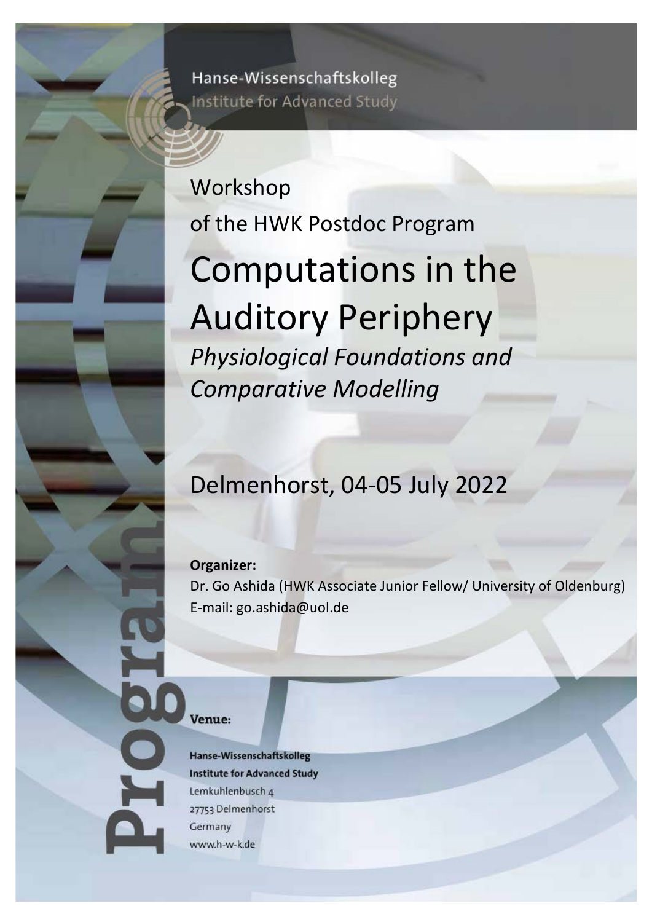Hanse-Wissenschaftskolleg
Institute for Advanced Study

Workshop

of the HWK Postdoc Program

# Computations in the Auditory Periphery

*Physiological Foundations and Comparative Modelling*

## Delmenhorst, 04-05 July 2022

**Organizer:**
Dr. Go Ashida (HWK Associate Junior Fellow/ University of Oldenburg)
E-mail: go.ashida@uol.de

Program

**Venue:**

**Hanse-Wissenschaftskolleg**
**Institute for Advanced Study**
Lemkuhlenbusch 4
27753 Delmenhorst
Germany
www.h-w-k.de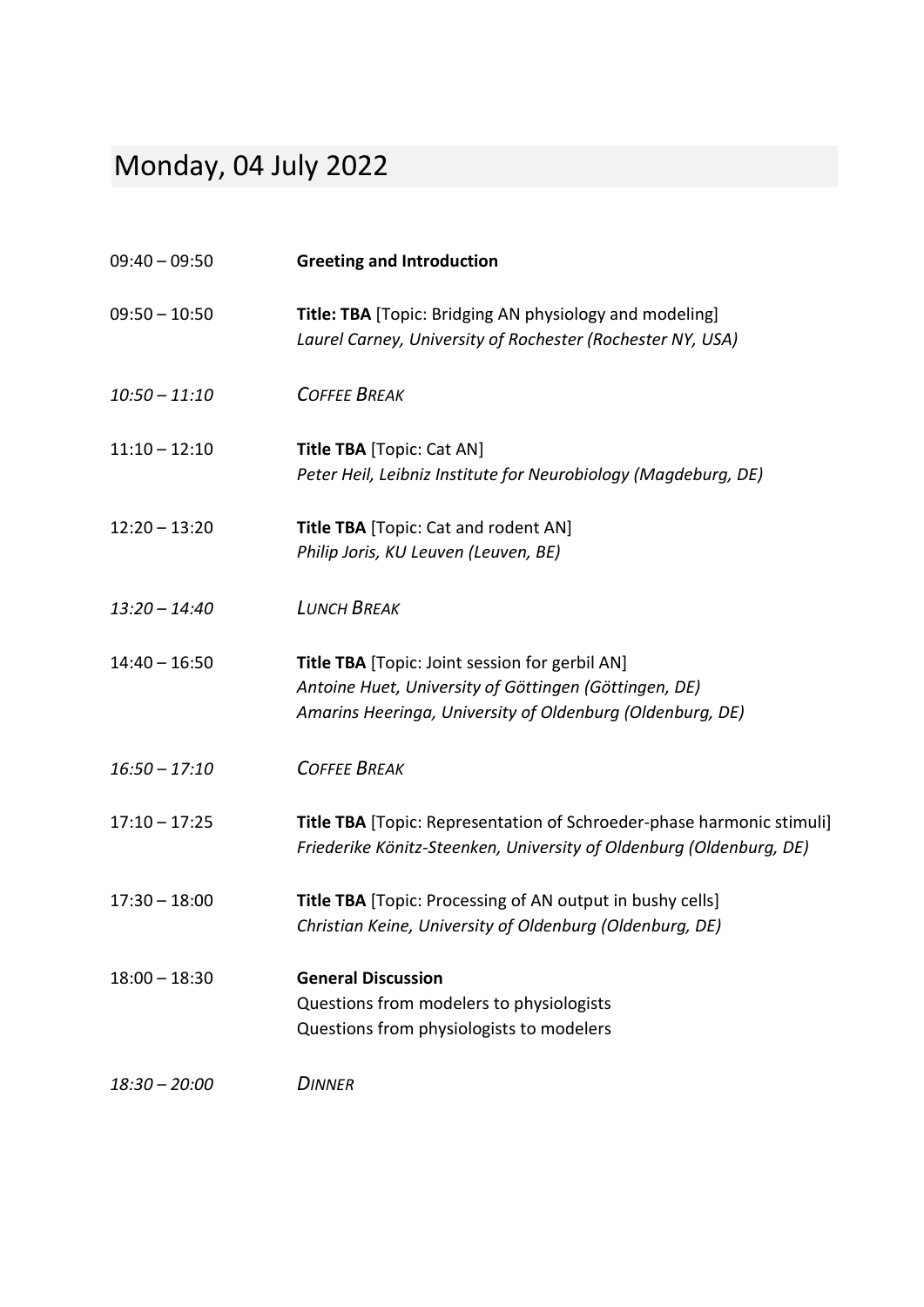# Monday, 04 July 2022

09:40 – 09:50 **Greeting and Introduction**

09:50 – 10:50 **Title: TBA** [Topic: Bridging AN physiology and modeling]
*Laurel Carney, University of Rochester (Rochester NY, USA)*

*10:50 – 11:10* *COFFEE BREAK*

11:10 – 12:10 **Title TBA** [Topic: Cat AN]
*Peter Heil, Leibniz Institute for Neurobiology (Magdeburg, DE)*

12:20 – 13:20 **Title TBA** [Topic: Cat and rodent AN]
*Philip Joris, KU Leuven (Leuven, BE)*

*13:20 – 14:40* *LUNCH BREAK*

14:40 – 16:50 **Title TBA** [Topic: Joint session for gerbil AN]
*Antoine Huet, University of Göttingen (Göttingen, DE)*
*Amarins Heeringa, University of Oldenburg (Oldenburg, DE)*

*16:50 – 17:10* *COFFEE BREAK*

17:10 – 17:25 **Title TBA** [Topic: Representation of Schroeder-phase harmonic stimuli]
*Friederike Könitz-Steenken, University of Oldenburg (Oldenburg, DE)*

17:30 – 18:00 **Title TBA** [Topic: Processing of AN output in bushy cells]
*Christian Keine, University of Oldenburg (Oldenburg, DE)*

18:00 – 18:30 **General Discussion**
Questions from modelers to physiologists
Questions from physiologists to modelers

*18:30 – 20:00* *DINNER*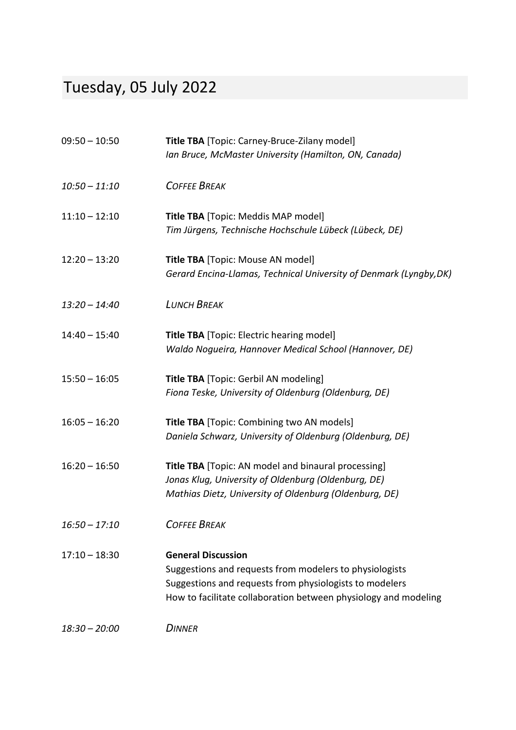# Tuesday, 05 July 2022

| | |
|---|---|
| 09:50 – 10:50 | **Title TBA** [Topic: Carney-Bruce-Zilany model]<br>*Ian Bruce, McMaster University (Hamilton, ON, Canada)* |
| *10:50 – 11:10* | *COFFEE BREAK* |
| 11:10 – 12:10 | **Title TBA** [Topic: Meddis MAP model]<br>*Tim Jürgens, Technische Hochschule Lübeck (Lübeck, DE)* |
| 12:20 – 13:20 | **Title TBA** [Topic: Mouse AN model]<br>*Gerard Encina-Llamas, Technical University of Denmark (Lyngby,DK)* |
| *13:20 – 14:40* | *LUNCH BREAK* |
| 14:40 – 15:40 | **Title TBA** [Topic: Electric hearing model]<br>*Waldo Nogueira, Hannover Medical School (Hannover, DE)* |
| 15:50 – 16:05 | **Title TBA** [Topic: Gerbil AN modeling]<br>*Fiona Teske, University of Oldenburg (Oldenburg, DE)* |
| 16:05 – 16:20 | **Title TBA** [Topic: Combining two AN models]<br>*Daniela Schwarz, University of Oldenburg (Oldenburg, DE)* |
| 16:20 – 16:50 | **Title TBA** [Topic: AN model and binaural processing]<br>*Jonas Klug, University of Oldenburg (Oldenburg, DE)*<br>*Mathias Dietz, University of Oldenburg (Oldenburg, DE)* |
| *16:50 – 17:10* | *COFFEE BREAK* |
| 17:10 – 18:30 | **General Discussion**<br>Suggestions and requests from modelers to physiologists<br>Suggestions and requests from physiologists to modelers<br>How to facilitate collaboration between physiology and modeling |
| *18:30 – 20:00* | *DINNER* |